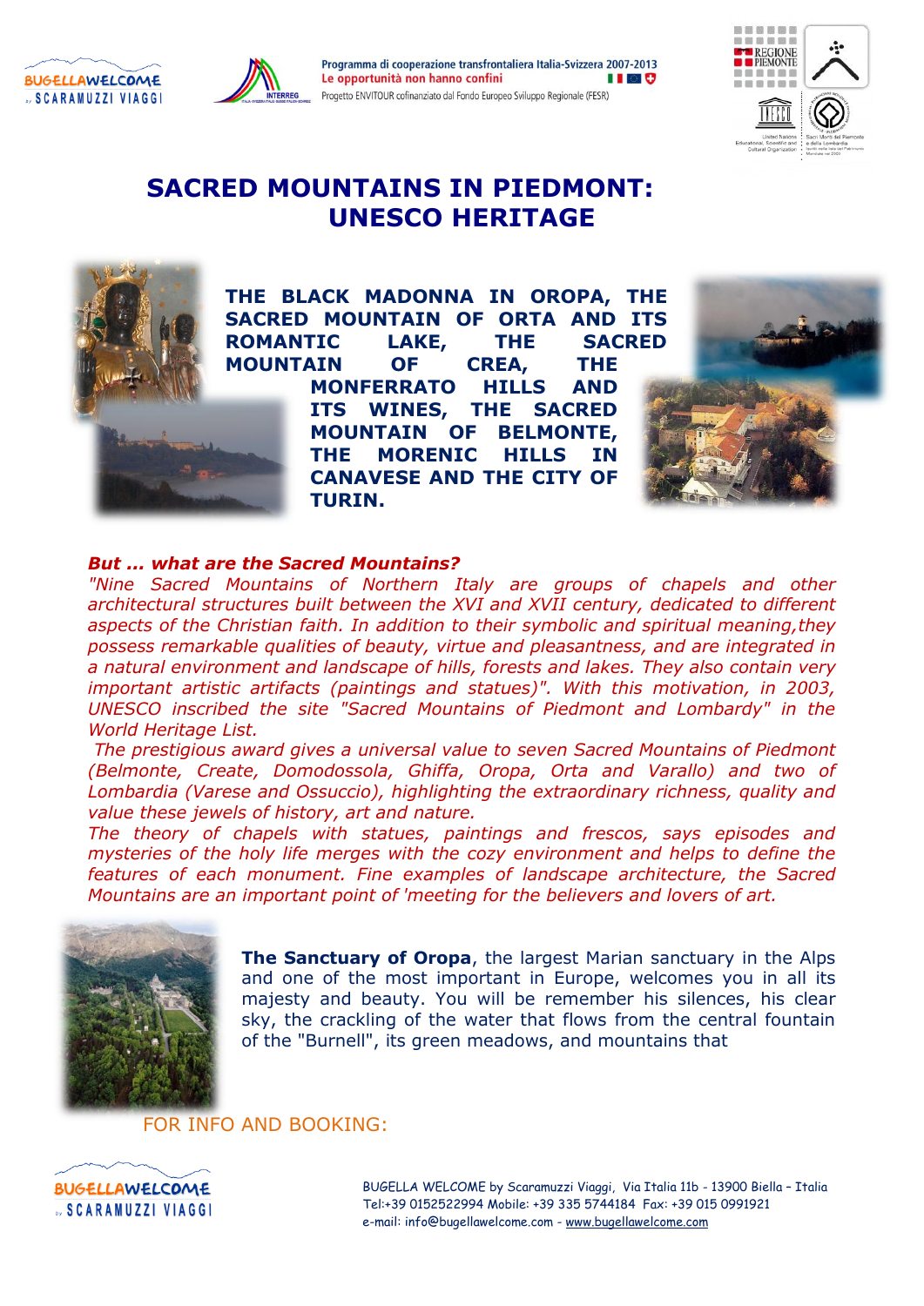Programma di cooperazione transfrontaliera Italia-Svizzera 2007-2013
Le opportunità non hanno confini
Progetto ENVITOUR cofinanziato dal Fondo Europeo Sviluppo Regionale (FESR)

# SACRED MOUNTAINS IN PIEDMONT: UNESCO HERITAGE

**THE BLACK MADONNA IN OROPA, THE SACRED MOUNTAIN OF ORTA AND ITS ROMANTIC LAKE, THE SACRED MOUNTAIN OF CREA, THE MONFERRATO HILLS AND ITS WINES, THE SACRED MOUNTAIN OF BELMONTE, THE MORENIC HILLS IN CANAVESE AND THE CITY OF TURIN.**

***But ... what are the Sacred Mountains?***

*"Nine Sacred Mountains of Northern Italy are groups of chapels and other architectural structures built between the XVI and XVII century, dedicated to different aspects of the Christian faith. In addition to their symbolic and spiritual meaning,they possess remarkable qualities of beauty, virtue and pleasantness, and are integrated in a natural environment and landscape of hills, forests and lakes. They also contain very important artistic artifacts (paintings and statues)". With this motivation, in 2003, UNESCO inscribed the site "Sacred Mountains of Piedmont and Lombardy" in the World Heritage List.*

*The prestigious award gives a universal value to seven Sacred Mountains of Piedmont (Belmonte, Create, Domodossola, Ghiffa, Oropa, Orta and Varallo) and two of Lombardia (Varese and Ossuccio), highlighting the extraordinary richness, quality and value these jewels of history, art and nature.*

*The theory of chapels with statues, paintings and frescos, says episodes and mysteries of the holy life merges with the cozy environment and helps to define the features of each monument. Fine examples of landscape architecture, the Sacred Mountains are an important point of 'meeting for the believers and lovers of art.*

**The Sanctuary of Oropa**, the largest Marian sanctuary in the Alps and one of the most important in Europe, welcomes you in all its majesty and beauty. You will be remember his silences, his clear sky, the crackling of the water that flows from the central fountain of the "Burnell", its green meadows, and mountains that

FOR INFO AND BOOKING:

BUGELLA WELCOME by Scaramuzzi Viaggi, Via Italia 11b - 13900 Biella – Italia
Tel:+39 0152522994 Mobile: +39 335 5744184 Fax: +39 015 0991921
e-mail: info@bugellawelcome.com - www.bugellawelcome.com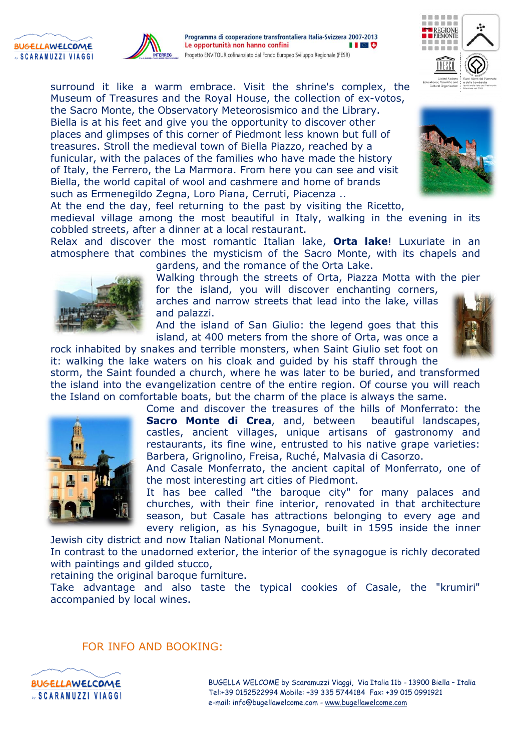surround it like a warm embrace. Visit the shrine's complex, the Museum of Treasures and the Royal House, the collection of ex-votos, the Sacro Monte, the Observatory Meteorosismico and the Library. Biella is at his feet and give you the opportunity to discover other places and glimpses of this corner of Piedmont less known but full of treasures. Stroll the medieval town of Biella Piazzo, reached by a funicular, with the palaces of the families who have made the history of Italy, the Ferrero, the La Marmora. From here you can see and visit Biella, the world capital of wool and cashmere and home of brands such as Ermenegildo Zegna, Loro Piana, Cerruti, Piacenza ..
At the end the day, feel returning to the past by visiting the Ricetto, medieval village among the most beautiful in Italy, walking in the evening in its cobbled streets, after a dinner at a local restaurant.
Relax and discover the most romantic Italian lake, **Orta lake**! Luxuriate in an atmosphere that combines the mysticism of the Sacro Monte, with its chapels and gardens, and the romance of the Orta Lake.
Walking through the streets of Orta, Piazza Motta with the pier for the island, you will discover enchanting corners, arches and narrow streets that lead into the lake, villas and palazzi.
And the island of San Giulio: the legend goes that this island, at 400 meters from the shore of Orta, was once a rock inhabited by snakes and terrible monsters, when Saint Giulio set foot on it: walking the lake waters on his cloak and guided by his staff through the storm, the Saint founded a church, where he was later to be buried, and transformed the island into the evangelization centre of the entire region. Of course you will reach the Island on comfortable boats, but the charm of the place is always the same.
Come and discover the treasures of the hills of Monferrato: the **Sacro Monte di Crea**, and, between beautiful landscapes, castles, ancient villages, unique artisans of gastronomy and restaurants, its fine wine, entrusted to his native grape varieties: Barbera, Grignolino, Freisa, Ruché, Malvasia di Casorzo.
And Casale Monferrato, the ancient capital of Monferrato, one of the most interesting art cities of Piedmont.
It has bee called "the baroque city" for many palaces and churches, with their fine interior, renovated in that architecture season, but Casale has attractions belonging to every age and every religion, as his Synagogue, built in 1595 inside the inner Jewish city district and now Italian National Monument.
In contrast to the unadorned exterior, the interior of the synagogue is richly decorated with paintings and gilded stucco,
retaining the original baroque furniture.
Take advantage and also taste the typical cookies of Casale, the "krumiri" accompanied by local wines.

FOR INFO AND BOOKING:

BUGELLA WELCOME by Scaramuzzi Viaggi, Via Italia 11b - 13900 Biella - Italia
Tel:+39 0152522994 Mobile: +39 335 5744184 Fax: +39 015 0991921
e-mail: info@bugellawelcome.com - www.bugellawelcome.com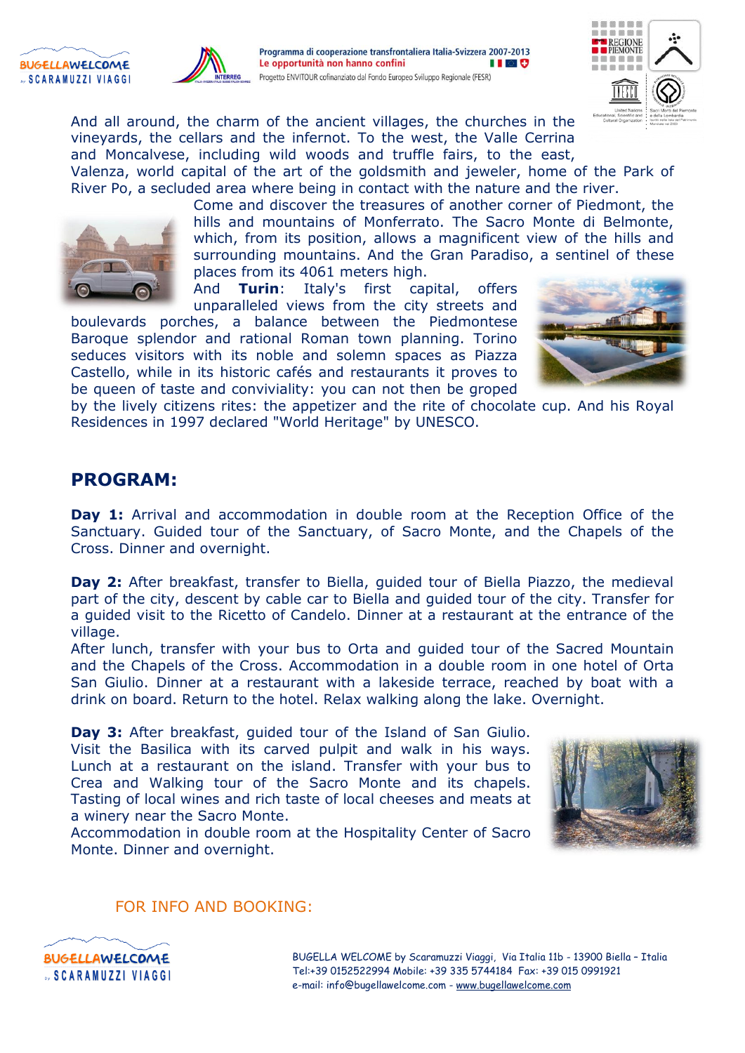And all around, the charm of the ancient villages, the churches in the vineyards, the cellars and the infernot. To the west, the Valle Cerrina and Moncalvese, including wild woods and truffle fairs, to the east, Valenza, world capital of the art of the goldsmith and jeweler, home of the Park of River Po, a secluded area where being in contact with the nature and the river.

Come and discover the treasures of another corner of Piedmont, the hills and mountains of Monferrato. The Sacro Monte di Belmonte, which, from its position, allows a magnificent view of the hills and surrounding mountains. And the Gran Paradiso, a sentinel of these places from its 4061 meters high.

And **Turin**: Italy's first capital, offers unparalleled views from the city streets and boulevards porches, a balance between the Piedmontese Baroque splendor and rational Roman town planning. Torino seduces visitors with its noble and solemn spaces as Piazza Castello, while in its historic cafés and restaurants it proves to be queen of taste and conviviality: you can not then be groped by the lively citizens rites: the appetizer and the rite of chocolate cup. And his Royal Residences in 1997 declared "World Heritage" by UNESCO.

## PROGRAM:

**Day 1:** Arrival and accommodation in double room at the Reception Office of the Sanctuary. Guided tour of the Sanctuary, of Sacro Monte, and the Chapels of the Cross. Dinner and overnight.

**Day 2:** After breakfast, transfer to Biella, guided tour of Biella Piazzo, the medieval part of the city, descent by cable car to Biella and guided tour of the city. Transfer for a guided visit to the Ricetto of Candelo. Dinner at a restaurant at the entrance of the village.
After lunch, transfer with your bus to Orta and guided tour of the Sacred Mountain and the Chapels of the Cross. Accommodation in a double room in one hotel of Orta San Giulio. Dinner at a restaurant with a lakeside terrace, reached by boat with a drink on board. Return to the hotel. Relax walking along the lake. Overnight.

**Day 3:** After breakfast, guided tour of the Island of San Giulio. Visit the Basilica with its carved pulpit and walk in his ways. Lunch at a restaurant on the island. Transfer with your bus to Crea and Walking tour of the Sacro Monte and its chapels. Tasting of local wines and rich taste of local cheeses and meats at a winery near the Sacro Monte.
Accommodation in double room at the Hospitality Center of Sacro Monte. Dinner and overnight.

FOR INFO AND BOOKING:

BUGELLA WELCOME by Scaramuzzi Viaggi, Via Italia 11b - 13900 Biella – Italia
Tel:+39 0152522994 Mobile: +39 335 5744184 Fax: +39 015 0991921
e-mail: info@bugellawelcome.com - www.bugellawelcome.com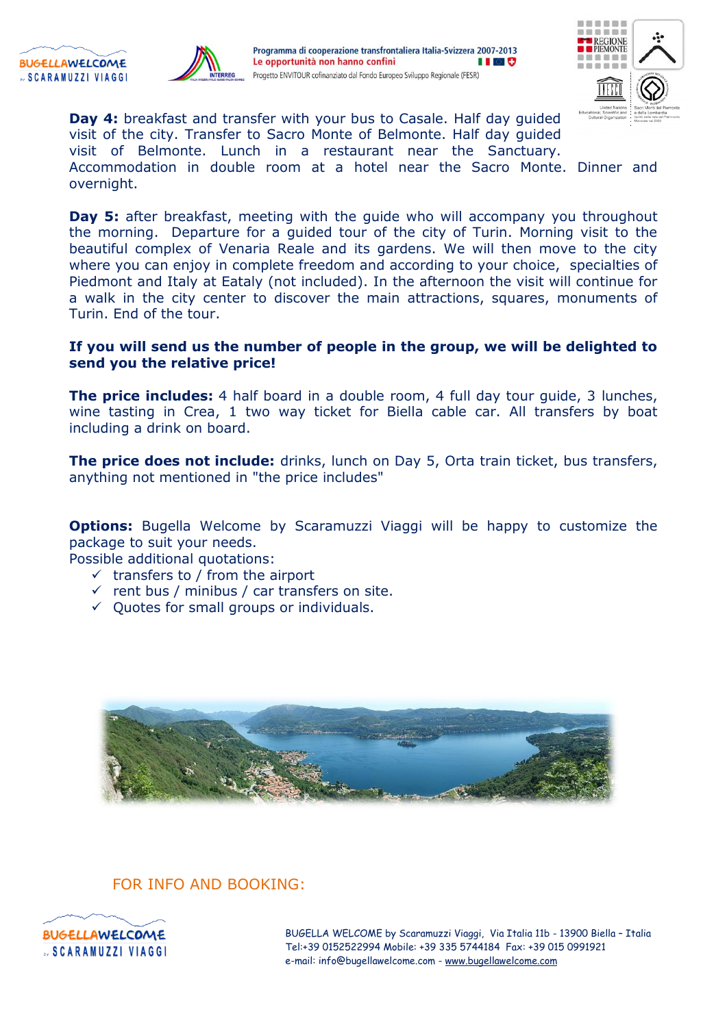**Day 4:** breakfast and transfer with your bus to Casale. Half day guided visit of the city. Transfer to Sacro Monte of Belmonte. Half day guided visit of Belmonte. Lunch in a restaurant near the Sanctuary. Accommodation in double room at a hotel near the Sacro Monte. Dinner and overnight.

**Day 5:** after breakfast, meeting with the guide who will accompany you throughout the morning. Departure for a guided tour of the city of Turin. Morning visit to the beautiful complex of Venaria Reale and its gardens. We will then move to the city where you can enjoy in complete freedom and according to your choice, specialties of Piedmont and Italy at Eataly (not included). In the afternoon the visit will continue for a walk in the city center to discover the main attractions, squares, monuments of Turin. End of the tour.

**If you will send us the number of people in the group, we will be delighted to send you the relative price!**

**The price includes:** 4 half board in a double room, 4 full day tour guide, 3 lunches, wine tasting in Crea, 1 two way ticket for Biella cable car. All transfers by boat including a drink on board.

**The price does not include:** drinks, lunch on Day 5, Orta train ticket, bus transfers, anything not mentioned in "the price includes"

**Options:** Bugella Welcome by Scaramuzzi Viaggi will be happy to customize the package to suit your needs.
Possible additional quotations:

- ✓ transfers to / from the airport
- ✓ rent bus / minibus / car transfers on site.
- ✓ Quotes for small groups or individuals.

FOR INFO AND BOOKING:

BUGELLA WELCOME by Scaramuzzi Viaggi, Via Italia 11b - 13900 Biella – Italia
Tel:+39 0152522994 Mobile: +39 335 5744184 Fax: +39 015 0991921
e-mail: info@bugellawelcome.com - www.bugellawelcome.com